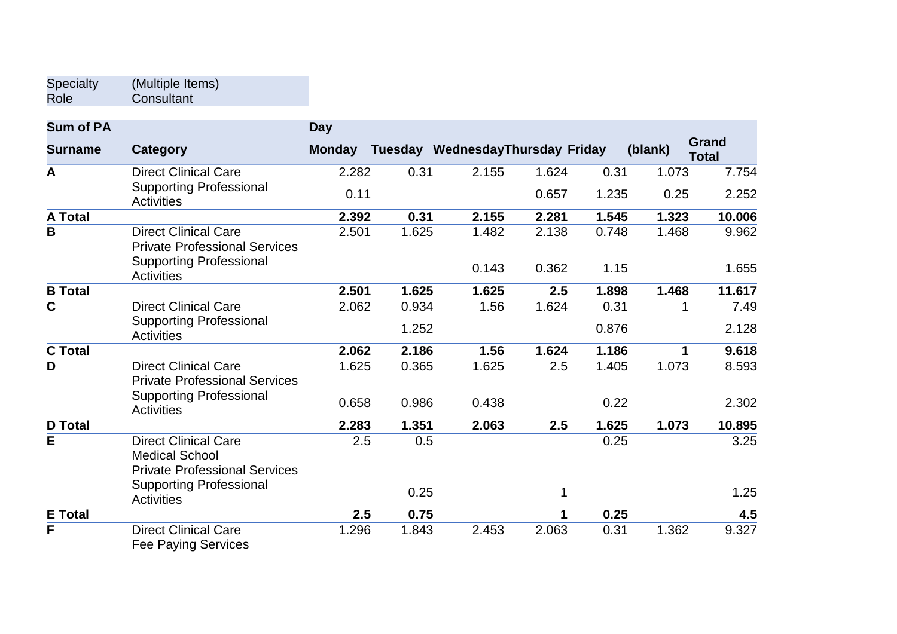| Specialty | (Multiple Items) |
| --- | --- |
| Role | Consultant |

| Sum of PA | | Day | | | | | | |
| --- | --- | --- | --- | --- | --- | --- | --- | --- |
| **Surname** | **Category** | **Monday** | **Tuesday** | **Wednesday** | **Thursday** | **Friday** | **(blank)** | **Grand Total** |
| **A** | Direct Clinical Care | 2.282 | 0.31 | 2.155 | 1.624 | 0.31 | 1.073 | 7.754 |
| | Supporting Professional Activities | 0.11 | | | 0.657 | 1.235 | 0.25 | 2.252 |
| **A Total** | | **2.392** | **0.31** | **2.155** | **2.281** | **1.545** | **1.323** | **10.006** |
| **B** | Direct Clinical Care | 2.501 | 1.625 | 1.482 | 2.138 | 0.748 | 1.468 | 9.962 |
| | Private Professional Services | | | | | | | |
| | Supporting Professional Activities | | | 0.143 | 0.362 | 1.15 | | 1.655 |
| **B Total** | | **2.501** | **1.625** | **1.625** | **2.5** | **1.898** | **1.468** | **11.617** |
| **C** | Direct Clinical Care | 2.062 | 0.934 | 1.56 | 1.624 | 0.31 | 1 | 7.49 |
| | Supporting Professional Activities | | 1.252 | | | 0.876 | | 2.128 |
| **C Total** | | **2.062** | **2.186** | **1.56** | **1.624** | **1.186** | **1** | **9.618** |
| **D** | Direct Clinical Care | 1.625 | 0.365 | 1.625 | 2.5 | 1.405 | 1.073 | 8.593 |
| | Private Professional Services | | | | | | | |
| | Supporting Professional Activities | 0.658 | 0.986 | 0.438 | | 0.22 | | 2.302 |
| **D Total** | | **2.283** | **1.351** | **2.063** | **2.5** | **1.625** | **1.073** | **10.895** |
| **E** | Direct Clinical Care | 2.5 | 0.5 | | | 0.25 | | 3.25 |
| | Medical School | | | | | | | |
| | Private Professional Services | | | | | | | |
| | Supporting Professional Activities | | 0.25 | | 1 | | | 1.25 |
| **E Total** | | **2.5** | **0.75** | | **1** | **0.25** | | **4.5** |
| **F** | Direct Clinical Care | 1.296 | 1.843 | 2.453 | 2.063 | 0.31 | 1.362 | 9.327 |
| | Fee Paying Services | | | | | | | |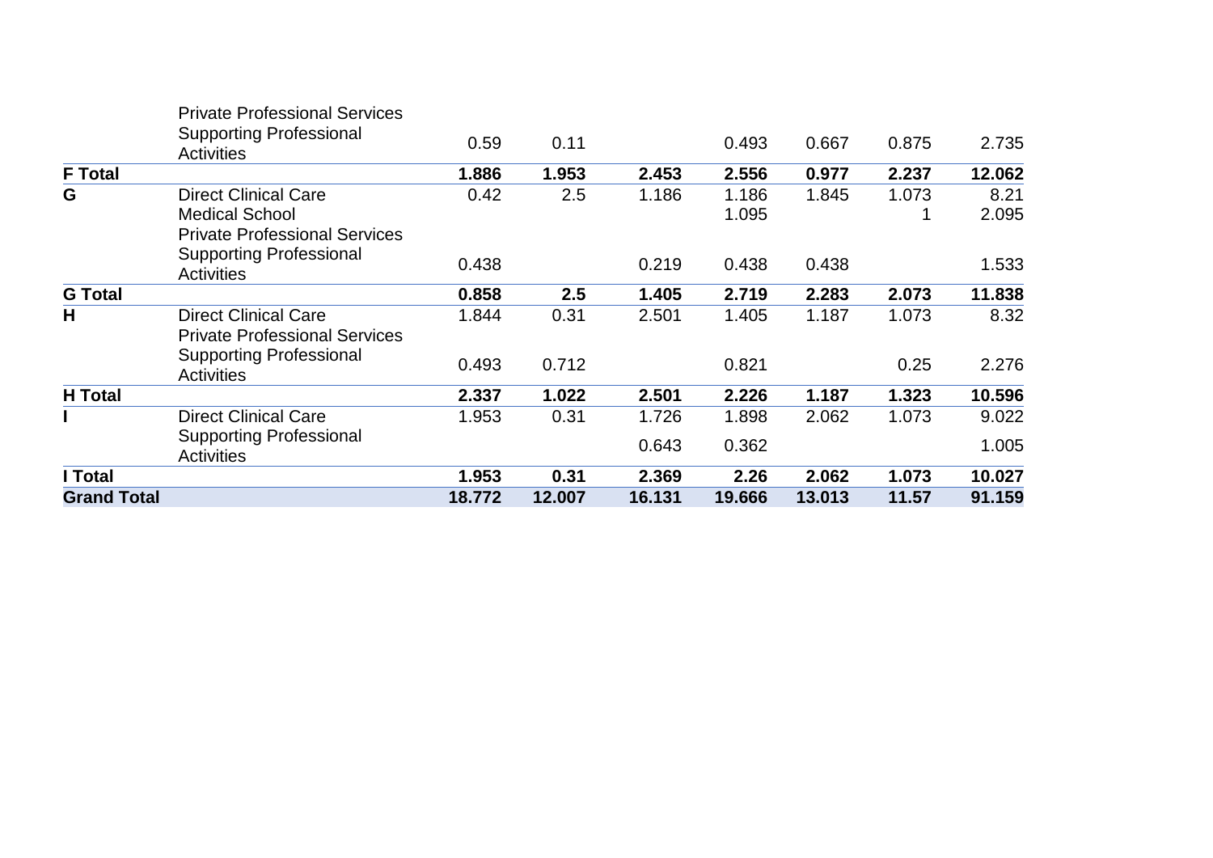| | | | | | | | | |
|---|---|---|---|---|---|---|---|---|
| | Private Professional Services | | | | | | | |
| | Supporting Professional Activities | 0.59 | 0.11 | | 0.493 | 0.667 | 0.875 | 2.735 |
| **F Total** | | **1.886** | **1.953** | **2.453** | **2.556** | **0.977** | **2.237** | **12.062** |
| **G** | Direct Clinical Care | 0.42 | 2.5 | 1.186 | 1.186 | 1.845 | 1.073 | 8.21 |
| | Medical School | | | | 1.095 | | 1 | 2.095 |
| | Private Professional Services | | | | | | | |
| | Supporting Professional Activities | 0.438 | | 0.219 | 0.438 | 0.438 | | 1.533 |
| **G Total** | | **0.858** | **2.5** | **1.405** | **2.719** | **2.283** | **2.073** | **11.838** |
| **H** | Direct Clinical Care | 1.844 | 0.31 | 2.501 | 1.405 | 1.187 | 1.073 | 8.32 |
| | Private Professional Services | | | | | | | |
| | Supporting Professional Activities | 0.493 | 0.712 | | 0.821 | | 0.25 | 2.276 |
| **H Total** | | **2.337** | **1.022** | **2.501** | **2.226** | **1.187** | **1.323** | **10.596** |
| **I** | Direct Clinical Care | 1.953 | 0.31 | 1.726 | 1.898 | 2.062 | 1.073 | 9.022 |
| | Supporting Professional Activities | | | 0.643 | 0.362 | | | 1.005 |
| **I Total** | | **1.953** | **0.31** | **2.369** | **2.26** | **2.062** | **1.073** | **10.027** |
| **Grand Total** | | **18.772** | **12.007** | **16.131** | **19.666** | **13.013** | **11.57** | **91.159** |